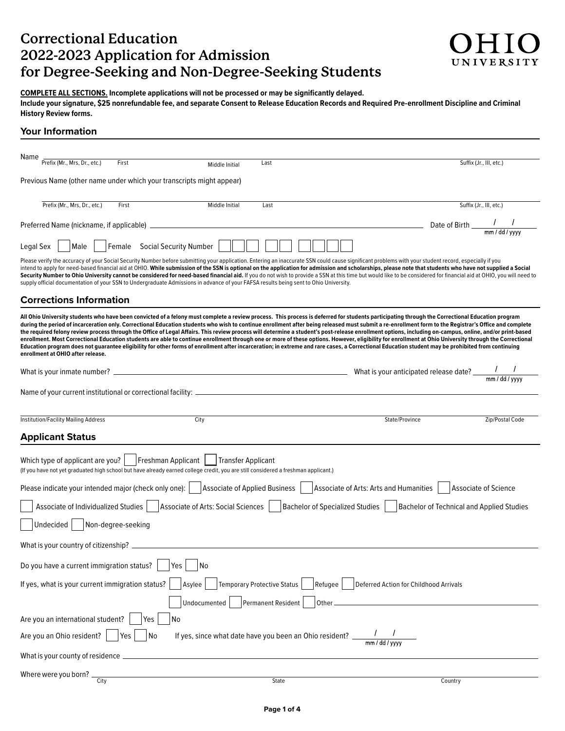# Correctional Education 2022-2023 Application for Admission for Degree-Seeking and Non-Degree-Seeking Students

OHIO UNIVERSITY

**COMPLETE ALL SECTIONS. Incomplete applications will not be processed or may be significantly delayed.**
**Include your signature, $25 nonrefundable fee, and separate Consent to Release Education Records and Required Pre-enrollment Discipline and Criminal History Review forms.**

## Your Information

Name ______________________________________________
Prefix (Mr., Mrs, Dr., etc.) First Middle Initial Last Suffix (Jr., III, etc.)

Previous Name (other name under which your transcripts might appear)

______________________________________________
Prefix (Mr., Mrs, Dr., etc.) First Middle Initial Last Suffix (Jr., III, etc.)

Preferred Name (nickname, if applicable) ______________________ Date of Birth ____ / ____ / ____ (mm / dd / yyyy)

Legal Sex ☐ Male ☐ Female Social Security Number ☐☐☐ ☐☐ ☐☐☐☐

Please verify the accuracy of your Social Security Number before submitting your application. Entering an inaccurate SSN could cause significant problems with your student record, especially if you intend to apply for need-based financial aid at OHIO. **While submission of the SSN is optional on the application for admission and scholarships, please note that students who have not supplied a Social Security Number to Ohio University cannot be considered for need-based financial aid.** If you do not wish to provide a SSN at this time but would like to be considered for financial aid at OHIO, you will need to supply official documentation of your SSN to Undergraduate Admissions in advance of your FAFSA results being sent to Ohio University.

## Corrections Information

**All Ohio University students who have been convicted of a felony must complete a review process. This process is deferred for students participating through the Correctional Education program during the period of incarceration only. Correctional Education students who wish to continue enrollment after being released must submit a re-enrollment form to the Registrar's Office and complete the required felony review process through the Office of Legal Affairs. This review process will determine a student's post-release enrollment options, including on-campus, online, and/or print-based enrollment. Most Correctional Education students are able to continue enrollment through one or more of these options. However, eligibility for enrollment at Ohio University through the Correctional Education program does not guarantee eligibility for other forms of enrollment after incarceration; in extreme and rare cases, a Correctional Education student may be prohibited from continuing enrollment at OHIO after release.**

What is your inmate number? ______________________ What is your anticipated release date? ____ / ____ / ____ (mm / dd / yyyy)

Name of your current institutional or correctional facility: ______________________

______________________________________________
Institution/Facility Mailing Address City State/Province Zip/Postal Code

## Applicant Status

Which type of applicant are you? ☐ Freshman Applicant ☐ Transfer Applicant
(If you have not yet graduated high school but have already earned college credit, you are still considered a freshman applicant.)

Please indicate your intended major (check only one): ☐ Associate of Applied Business ☐ Associate of Arts: Arts and Humanities ☐ Associate of Science
☐ Associate of Individualized Studies ☐ Associate of Arts: Social Sciences ☐ Bachelor of Specialized Studies ☐ Bachelor of Technical and Applied Studies
☐ Undecided ☐ Non-degree-seeking

What is your country of citizenship? ______________________

Do you have a current immigration status? ☐ Yes ☐ No

If yes, what is your current immigration status? ☐ Asylee ☐ Temporary Protective Status ☐ Refugee ☐ Deferred Action for Childhood Arrivals
☐ Undocumented ☐ Permanent Resident ☐ Other ______________________

Are you an international student? ☐ Yes ☐ No

Are you an Ohio resident? ☐ Yes ☐ No If yes, since what date have you been an Ohio resident? ____ / ____ / ____ (mm / dd / yyyy)

What is your county of residence ______________________

Where were you born? ______________________
City State Country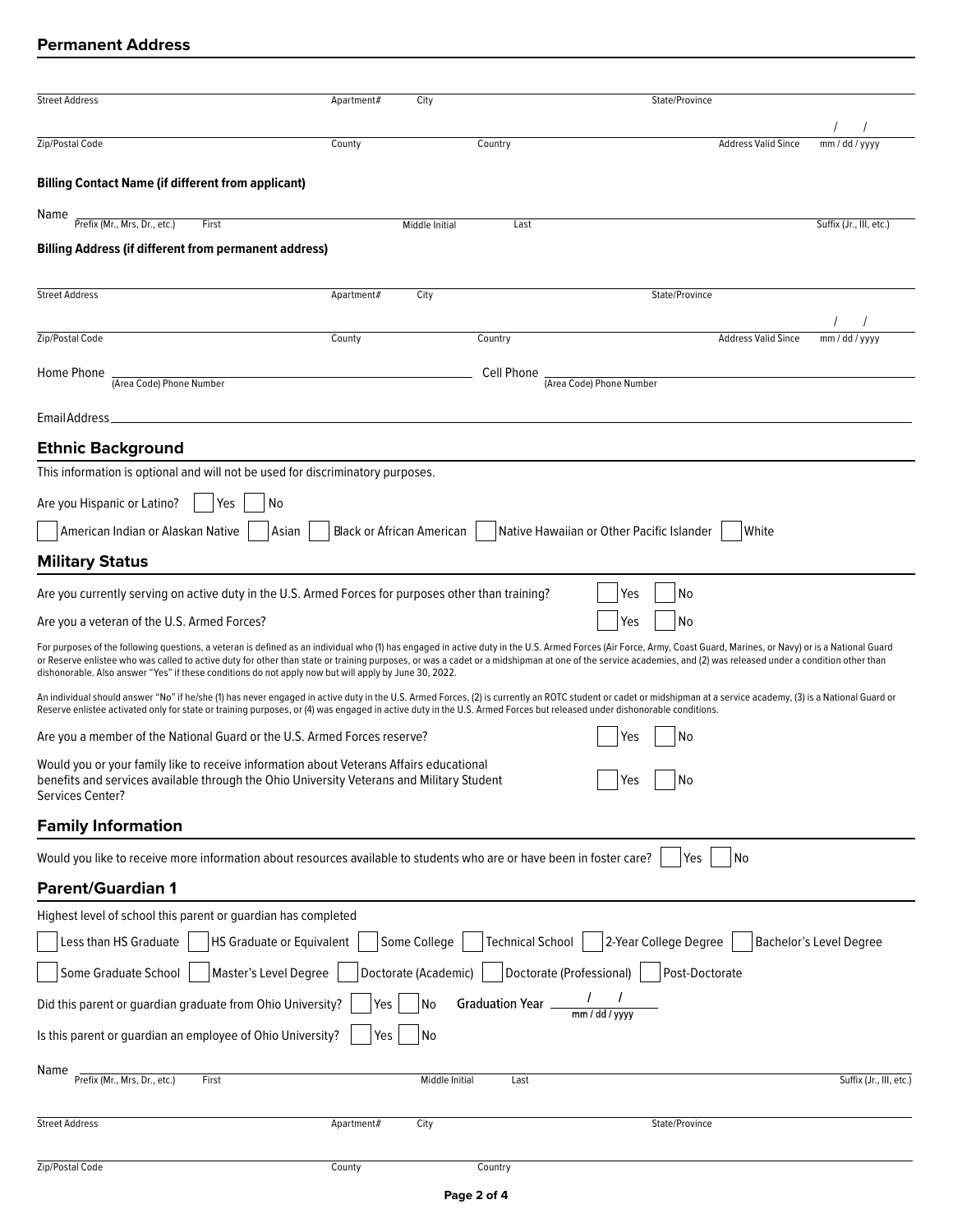## Permanent Address

Street Address ______ Apartment# ______ City ______ State/Province ______

Zip/Postal Code ______ County ______ Country ______ Address Valid Since ___ / ___ / ___ (mm / dd / yyyy)

**Billing Contact Name (if different from applicant)**

Name ______ Prefix (Mr., Mrs, Dr., etc.) ______ First ______ Middle Initial ______ Last ______ Suffix (Jr., III, etc.) ______

**Billing Address (if different from permanent address)**

Street Address ______ Apartment# ______ City ______ State/Province ______

Zip/Postal Code ______ County ______ Country ______ Address Valid Since ___ / ___ / ___ (mm / dd / yyyy)

Home Phone ______ (Area Code) Phone Number Cell Phone ______ (Area Code) Phone Number

Email Address ______

## Ethnic Background

This information is optional and will not be used for discriminatory purposes.

Are you Hispanic or Latino? ☐ Yes ☐ No

☐ American Indian or Alaskan Native ☐ Asian ☐ Black or African American ☐ Native Hawaiian or Other Pacific Islander ☐ White

## Military Status

Are you currently serving on active duty in the U.S. Armed Forces for purposes other than training? ☐ Yes ☐ No

Are you a veteran of the U.S. Armed Forces? ☐ Yes ☐ No

For purposes of the following questions, a veteran is defined as an individual who (1) has engaged in active duty in the U.S. Armed Forces (Air Force, Army, Coast Guard, Marines, or Navy) or is a National Guard or Reserve enlistee who was called to active duty for other than state or training purposes, or was a cadet or a midshipman at one of the service academies, and (2) was released under a condition other than dishonorable. Also answer "Yes" if these conditions do not apply now but will apply by June 30, 2022.

An individual should answer "No" if he/she (1) has never engaged in active duty in the U.S. Armed Forces, (2) is currently an ROTC student or cadet or midshipman at a service academy, (3) is a National Guard or Reserve enlistee activated only for state or training purposes, or (4) was engaged in active duty in the U.S. Armed Forces but released under dishonorable conditions.

Are you a member of the National Guard or the U.S. Armed Forces reserve? ☐ Yes ☐ No

Would you or your family like to receive information about Veterans Affairs educational benefits and services available through the Ohio University Veterans and Military Student Services Center? ☐ Yes ☐ No

## Family Information

Would you like to receive more information about resources available to students who are or have been in foster care? ☐ Yes ☐ No

## Parent/Guardian 1

Highest level of school this parent or guardian has completed

☐ Less than HS Graduate ☐ HS Graduate or Equivalent ☐ Some College ☐ Technical School ☐ 2-Year College Degree ☐ Bachelor's Level Degree

☐ Some Graduate School ☐ Master's Level Degree ☐ Doctorate (Academic) ☐ Doctorate (Professional) ☐ Post-Doctorate

Did this parent or guardian graduate from Ohio University? ☐ Yes ☐ No Graduation Year ___ / ___ / ___ (mm / dd / yyyy)

Is this parent or guardian an employee of Ohio University? ☐ Yes ☐ No

Name ______ Prefix (Mr., Mrs, Dr., etc.) ______ First ______ Middle Initial ______ Last ______ Suffix (Jr., III, etc.) ______

Street Address ______ Apartment# ______ City ______ State/Province ______

Zip/Postal Code ______ County ______ Country ______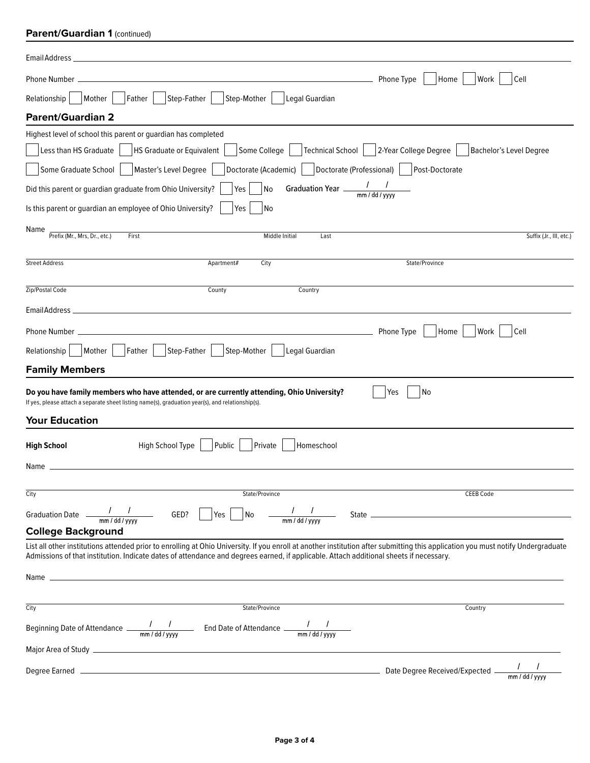## Parent/Guardian 1 (continued)

Email Address ____________________

Phone Number ____________________ Phone Type ☐ Home ☐ Work ☐ Cell

Relationship ☐ Mother ☐ Father ☐ Step-Father ☐ Step-Mother ☐ Legal Guardian

## Parent/Guardian 2

Highest level of school this parent or guardian has completed

☐ Less than HS Graduate ☐ HS Graduate or Equivalent ☐ Some College ☐ Technical School ☐ 2-Year College Degree ☐ Bachelor's Level Degree

☐ Some Graduate School ☐ Master's Level Degree ☐ Doctorate (Academic) ☐ Doctorate (Professional) ☐ Post-Doctorate

Did this parent or guardian graduate from Ohio University? ☐ Yes ☐ No Graduation Year ___ / ___ / ___ (mm / dd / yyyy)

Is this parent or guardian an employee of Ohio University? ☐ Yes ☐ No

Name ____________________
Prefix (Mr., Mrs, Dr., etc.) First Middle Initial Last Suffix (Jr., III, etc.)

____________________
Street Address Apartment# City State/Province

____________________
Zip/Postal Code County Country

Email Address ____________________

Phone Number ____________________ Phone Type ☐ Home ☐ Work ☐ Cell

Relationship ☐ Mother ☐ Father ☐ Step-Father ☐ Step-Mother ☐ Legal Guardian

## Family Members

**Do you have family members who have attended, or are currently attending, Ohio University?** ☐ Yes ☐ No

If yes, please attach a separate sheet listing name(s), graduation year(s), and relationship(s).

## Your Education

**High School** High School Type ☐ Public ☐ Private ☐ Homeschool

Name ____________________

____________________
City State/Province CEEB Code

Graduation Date ___ / ___ / ___ (mm / dd / yyyy) GED? ☐ Yes ☐ No ___ / ___ / ___ (mm / dd / yyyy) State ____________________

## College Background

List all other institutions attended prior to enrolling at Ohio University. If you enroll at another institution after submitting this application you must notify Undergraduate Admissions of that institution. Indicate dates of attendance and degrees earned, if applicable. Attach additional sheets if necessary.

Name ____________________

____________________
City State/Province Country

Beginning Date of Attendance ___ / ___ / ___ (mm / dd / yyyy) End Date of Attendance ___ / ___ / ___ (mm / dd / yyyy)

Major Area of Study ____________________

Degree Earned ____________________ Date Degree Received/Expected ___ / ___ / ___ (mm / dd / yyyy)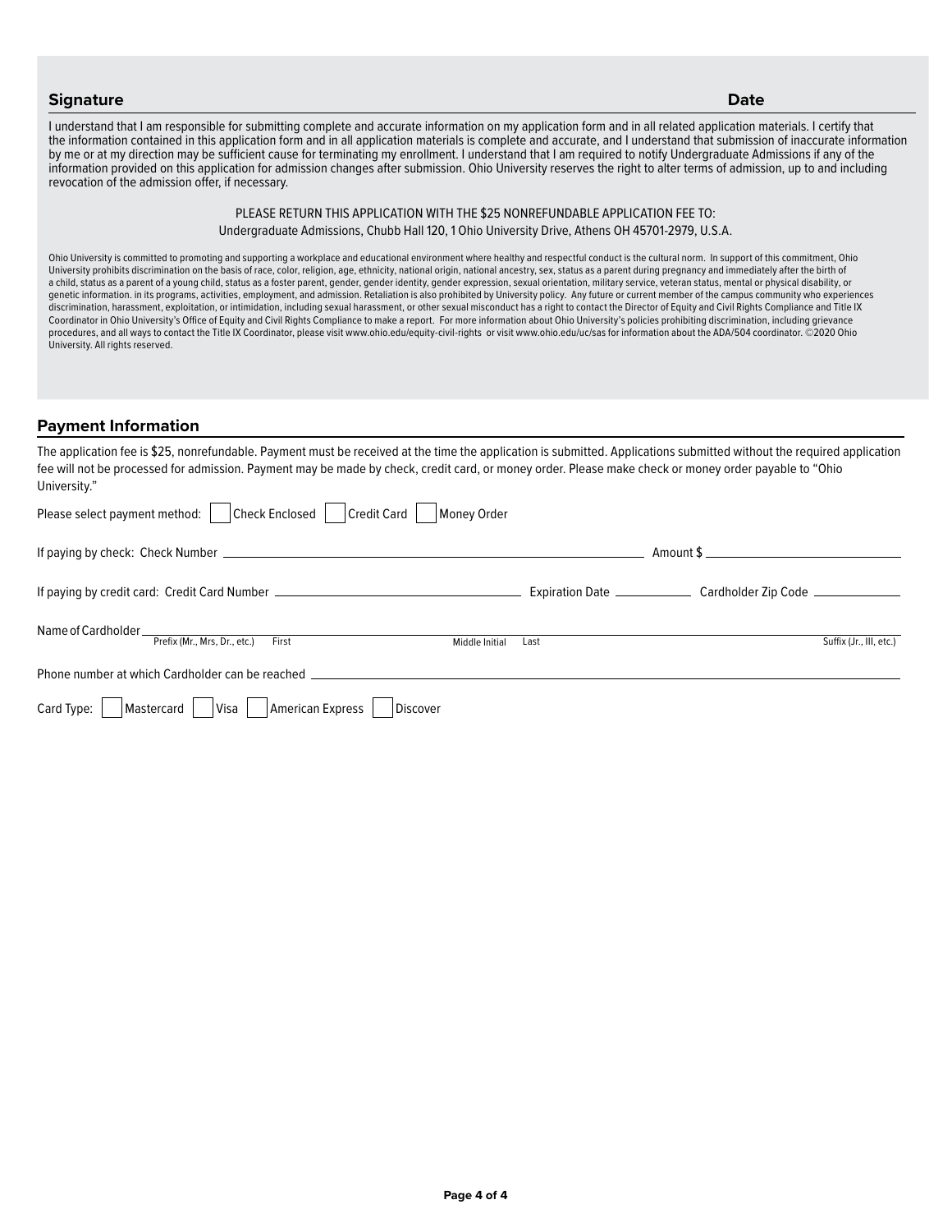**Signature** **Date**

I understand that I am responsible for submitting complete and accurate information on my application form and in all related application materials. I certify that the information contained in this application form and in all application materials is complete and accurate, and I understand that submission of inaccurate information by me or at my direction may be sufficient cause for terminating my enrollment. I understand that I am required to notify Undergraduate Admissions if any of the information provided on this application for admission changes after submission. Ohio University reserves the right to alter terms of admission, up to and including revocation of the admission offer, if necessary.

PLEASE RETURN THIS APPLICATION WITH THE $25 NONREFUNDABLE APPLICATION FEE TO:
Undergraduate Admissions, Chubb Hall 120, 1 Ohio University Drive, Athens OH 45701-2979, U.S.A.

Ohio University is committed to promoting and supporting a workplace and educational environment where healthy and respectful conduct is the cultural norm. In support of this commitment, Ohio University prohibits discrimination on the basis of race, color, religion, age, ethnicity, national origin, national ancestry, sex, status as a parent during pregnancy and immediately after the birth of a child, status as a parent of a young child, status as a foster parent, gender, gender identity, gender expression, sexual orientation, military service, veteran status, mental or physical disability, or genetic information. in its programs, activities, employment, and admission. Retaliation is also prohibited by University policy. Any future or current member of the campus community who experiences discrimination, harassment, exploitation, or intimidation, including sexual harassment, or other sexual misconduct has a right to contact the Director of Equity and Civil Rights Compliance and Title IX Coordinator in Ohio University's Office of Equity and Civil Rights Compliance to make a report. For more information about Ohio University's policies prohibiting discrimination, including grievance procedures, and all ways to contact the Title IX Coordinator, please visit www.ohio.edu/equity-civil-rights or visit www.ohio.edu/uc/sas for information about the ADA/504 coordinator. ©2020 Ohio University. All rights reserved.

## Payment Information

The application fee is $25, nonrefundable. Payment must be received at the time the application is submitted. Applications submitted without the required application fee will not be processed for admission. Payment may be made by check, credit card, or money order. Please make check or money order payable to "Ohio University."

Please select payment method: ☐ Check Enclosed ☐ Credit Card ☐ Money Order

If paying by check: Check Number ____________________ Amount $ ____________________

If paying by credit card: Credit Card Number ____________________ Expiration Date __________ Cardholder Zip Code __________

Name of Cardholder ______________________________________________
Prefix (Mr., Mrs, Dr., etc.) First Middle Initial Last Suffix (Jr., III, etc.)

Phone number at which Cardholder can be reached ____________________

Card Type: ☐ Mastercard ☐ Visa ☐ American Express ☐ Discover